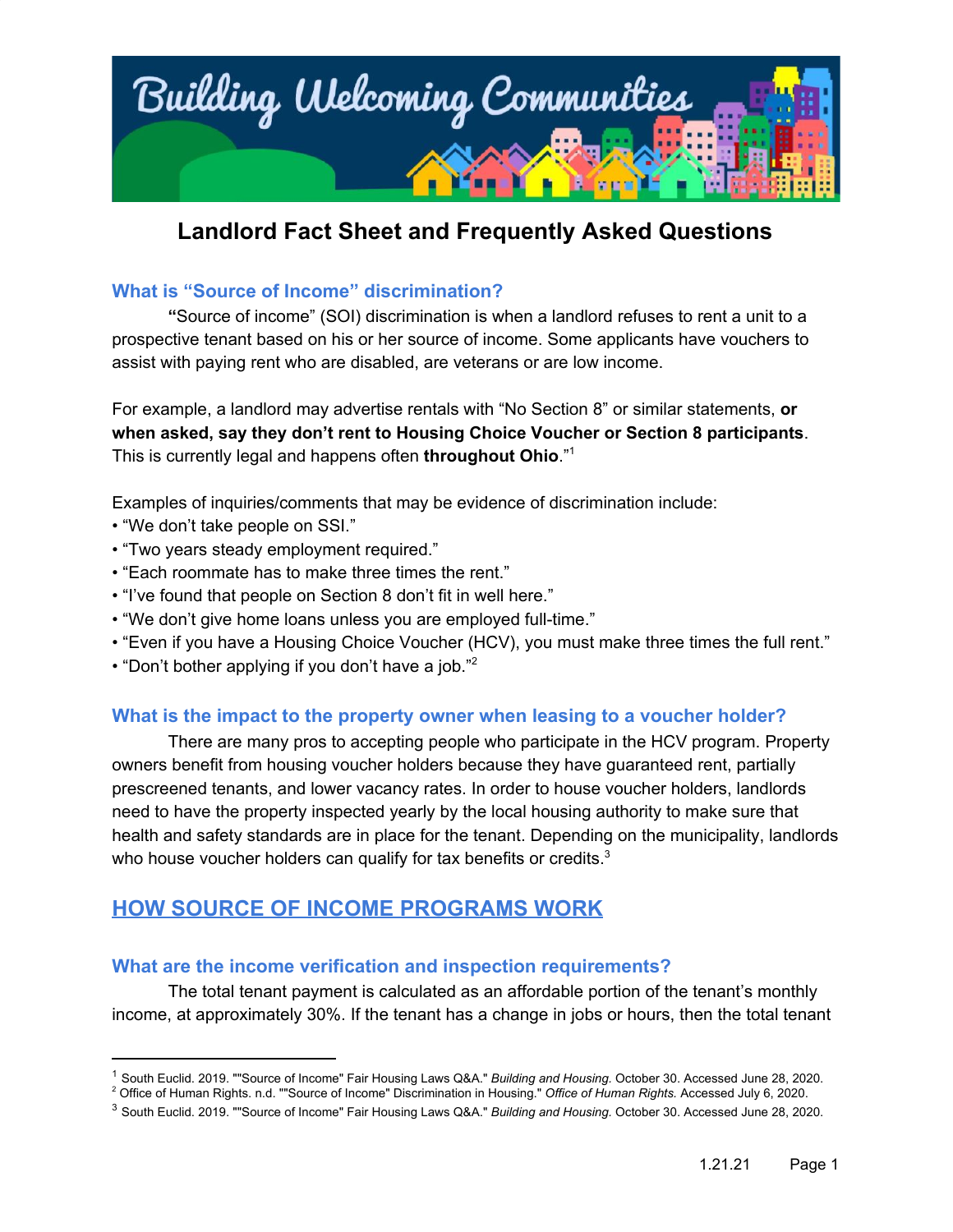# Building Welcoming Communities

## Landlord Fact Sheet and Frequently Asked Questions

### What is "Source of Income" discrimination?

**"**Source of income" (SOI) discrimination is when a landlord refuses to rent a unit to a prospective tenant based on his or her source of income. Some applicants have vouchers to assist with paying rent who are disabled, are veterans or are low income.

For example, a landlord may advertise rentals with "No Section 8" or similar statements, **or when asked, say they don't rent to Housing Choice Voucher or Section 8 participants**. This is currently legal and happens often **throughout Ohio**."[1]

Examples of inquiries/comments that may be evidence of discrimination include:

- "We don't take people on SSI."
- "Two years steady employment required."
- "Each roommate has to make three times the rent."
- "I've found that people on Section 8 don't fit in well here."
- "We don't give home loans unless you are employed full-time."
- "Even if you have a Housing Choice Voucher (HCV), you must make three times the full rent."
- "Don't bother applying if you don't have a job."[2]

### What is the impact to the property owner when leasing to a voucher holder?

There are many pros to accepting people who participate in the HCV program. Property owners benefit from housing voucher holders because they have guaranteed rent, partially prescreened tenants, and lower vacancy rates. In order to house voucher holders, landlords need to have the property inspected yearly by the local housing authority to make sure that health and safety standards are in place for the tenant. Depending on the municipality, landlords who house voucher holders can qualify for tax benefits or credits.[3]

## HOW SOURCE OF INCOME PROGRAMS WORK

### What are the income verification and inspection requirements?

The total tenant payment is calculated as an affordable portion of the tenant's monthly income, at approximately 30%. If the tenant has a change in jobs or hours, then the total tenant

---

[1] South Euclid. 2019. ""Source of Income" Fair Housing Laws Q&A." *Building and Housing.* October 30. Accessed June 28, 2020.

[2] Office of Human Rights. n.d. ""Source of Income" Discrimination in Housing." *Office of Human Rights.* Accessed July 6, 2020.

[3] South Euclid. 2019. ""Source of Income" Fair Housing Laws Q&A." *Building and Housing.* October 30. Accessed June 28, 2020.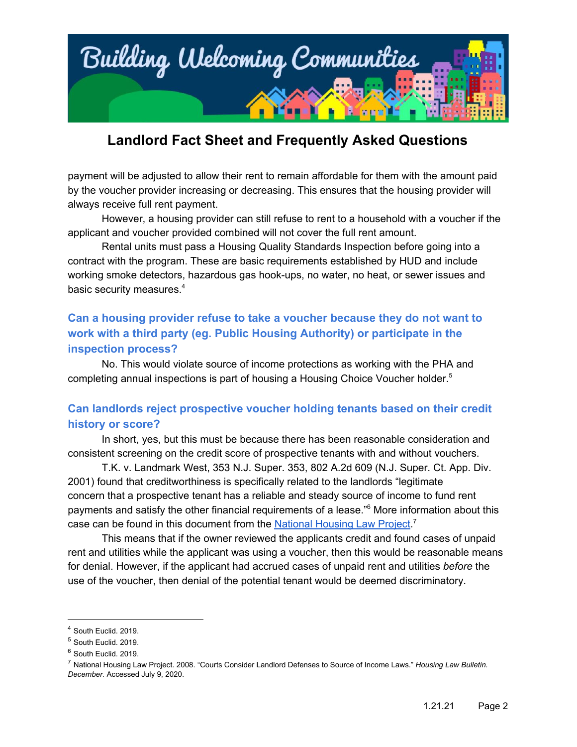payment will be adjusted to allow their rent to remain affordable for them with the amount paid by the voucher provider increasing or decreasing. This ensures that the housing provider will always receive full rent payment.

However, a housing provider can still refuse to rent to a household with a voucher if the applicant and voucher provided combined will not cover the full rent amount.

Rental units must pass a Housing Quality Standards Inspection before going into a contract with the program. These are basic requirements established by HUD and include working smoke detectors, hazardous gas hook-ups, no water, no heat, or sewer issues and basic security measures.[4]

### Can a housing provider refuse to take a voucher because they do not want to work with a third party (eg. Public Housing Authority) or participate in the inspection process?

No. This would violate source of income protections as working with the PHA and completing annual inspections is part of housing a Housing Choice Voucher holder.[5]

### Can landlords reject prospective voucher holding tenants based on their credit history or score?

In short, yes, but this must be because there has been reasonable consideration and consistent screening on the credit score of prospective tenants with and without vouchers.

T.K. v. Landmark West, 353 N.J. Super. 353, 802 A.2d 609 (N.J. Super. Ct. App. Div. 2001) found that creditworthiness is specifically related to the landlords "legitimate concern that a prospective tenant has a reliable and steady source of income to fund rent payments and satisfy the other financial requirements of a lease."[6] More information about this case can be found in this document from the National Housing Law Project.[7]

This means that if the owner reviewed the applicants credit and found cases of unpaid rent and utilities while the applicant was using a voucher, then this would be reasonable means for denial. However, if the applicant had accrued cases of unpaid rent and utilities *before* the use of the voucher, then denial of the potential tenant would be deemed discriminatory.

---

[4] South Euclid. 2019.

[5] South Euclid. 2019.

[6] South Euclid. 2019.

[7] National Housing Law Project. 2008. "Courts Consider Landlord Defenses to Source of Income Laws." *Housing Law Bulletin. December.* Accessed July 9, 2020.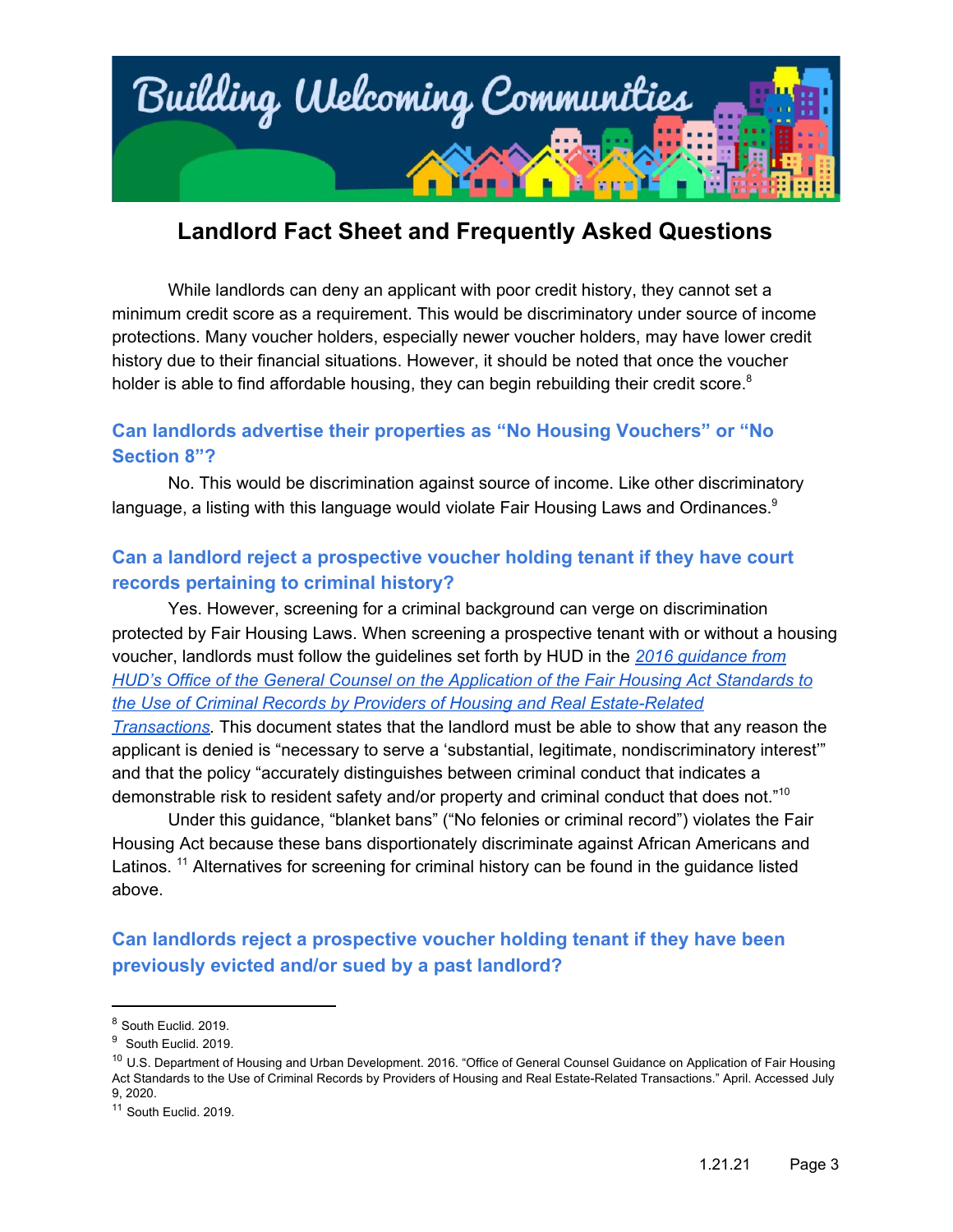# Landlord Fact Sheet and Frequently Asked Questions

While landlords can deny an applicant with poor credit history, they cannot set a minimum credit score as a requirement. This would be discriminatory under source of income protections. Many voucher holders, especially newer voucher holders, may have lower credit history due to their financial situations. However, it should be noted that once the voucher holder is able to find affordable housing, they can begin rebuilding their credit score.[8]

## Can landlords advertise their properties as "No Housing Vouchers" or "No Section 8"?

No. This would be discrimination against source of income. Like other discriminatory language, a listing with this language would violate Fair Housing Laws and Ordinances.[9]

## Can a landlord reject a prospective voucher holding tenant if they have court records pertaining to criminal history?

Yes. However, screening for a criminal background can verge on discrimination protected by Fair Housing Laws. When screening a prospective tenant with or without a housing voucher, landlords must follow the guidelines set forth by HUD in the *2016 guidance from HUD's Office of the General Counsel on the Application of the Fair Housing Act Standards to the Use of Criminal Records by Providers of Housing and Real Estate-Related Transactions*. This document states that the landlord must be able to show that any reason the applicant is denied is "necessary to serve a 'substantial, legitimate, nondiscriminatory interest'" and that the policy "accurately distinguishes between criminal conduct that indicates a demonstrable risk to resident safety and/or property and criminal conduct that does not."[10]

Under this guidance, "blanket bans" ("No felonies or criminal record") violates the Fair Housing Act because these bans disportionately discriminate against African Americans and Latinos. [11] Alternatives for screening for criminal history can be found in the guidance listed above.

## Can landlords reject a prospective voucher holding tenant if they have been previously evicted and/or sued by a past landlord?

---

[8] South Euclid. 2019.

[9] South Euclid. 2019.

[10] U.S. Department of Housing and Urban Development. 2016. "Office of General Counsel Guidance on Application of Fair Housing Act Standards to the Use of Criminal Records by Providers of Housing and Real Estate-Related Transactions." April. Accessed July 9, 2020.

[11] South Euclid. 2019.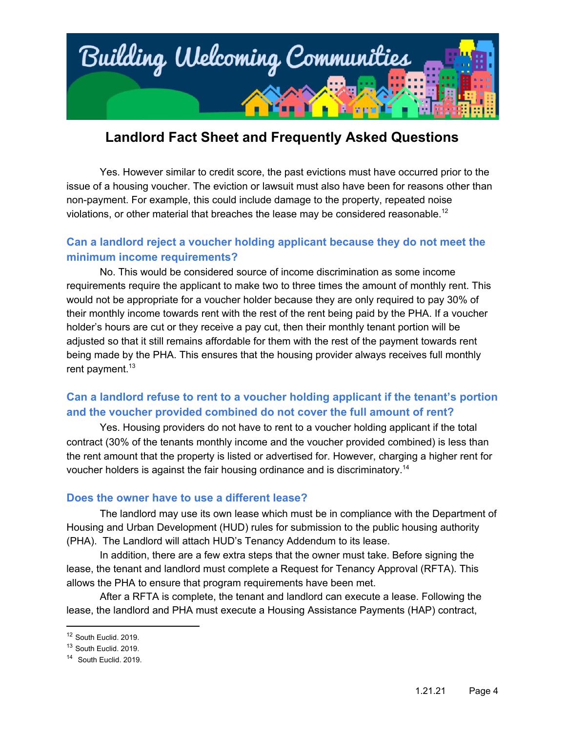Yes. However similar to credit score, the past evictions must have occurred prior to the issue of a housing voucher. The eviction or lawsuit must also have been for reasons other than non-payment. For example, this could include damage to the property, repeated noise violations, or other material that breaches the lease may be considered reasonable.[12]

## Can a landlord reject a voucher holding applicant because they do not meet the minimum income requirements?

No. This would be considered source of income discrimination as some income requirements require the applicant to make two to three times the amount of monthly rent. This would not be appropriate for a voucher holder because they are only required to pay 30% of their monthly income towards rent with the rest of the rent being paid by the PHA. If a voucher holder's hours are cut or they receive a pay cut, then their monthly tenant portion will be adjusted so that it still remains affordable for them with the rest of the payment towards rent being made by the PHA. This ensures that the housing provider always receives full monthly rent payment.[13]

## Can a landlord refuse to rent to a voucher holding applicant if the tenant's portion and the voucher provided combined do not cover the full amount of rent?

Yes. Housing providers do not have to rent to a voucher holding applicant if the total contract (30% of the tenants monthly income and the voucher provided combined) is less than the rent amount that the property is listed or advertised for. However, charging a higher rent for voucher holders is against the fair housing ordinance and is discriminatory.[14]

## Does the owner have to use a different lease?

The landlord may use its own lease which must be in compliance with the Department of Housing and Urban Development (HUD) rules for submission to the public housing authority (PHA). The Landlord will attach HUD's Tenancy Addendum to its lease.

In addition, there are a few extra steps that the owner must take. Before signing the lease, the tenant and landlord must complete a Request for Tenancy Approval (RFTA). This allows the PHA to ensure that program requirements have been met.

After a RFTA is complete, the tenant and landlord can execute a lease. Following the lease, the landlord and PHA must execute a Housing Assistance Payments (HAP) contract,

---

[12] South Euclid. 2019.

[13] South Euclid. 2019.

[14] South Euclid. 2019.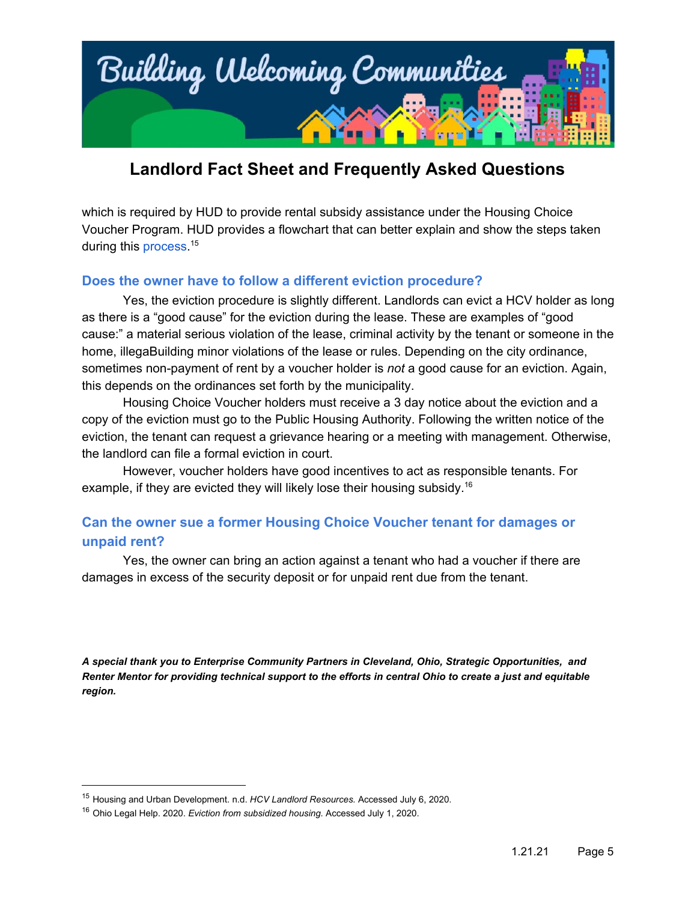which is required by HUD to provide rental subsidy assistance under the Housing Choice Voucher Program. HUD provides a flowchart that can better explain and show the steps taken during this process.[15]

### Does the owner have to follow a different eviction procedure?

Yes, the eviction procedure is slightly different. Landlords can evict a HCV holder as long as there is a "good cause" for the eviction during the lease. These are examples of "good cause:" a material serious violation of the lease, criminal activity by the tenant or someone in the home, illegaBuilding minor violations of the lease or rules. Depending on the city ordinance, sometimes non-payment of rent by a voucher holder is *not* a good cause for an eviction. Again, this depends on the ordinances set forth by the municipality.

Housing Choice Voucher holders must receive a 3 day notice about the eviction and a copy of the eviction must go to the Public Housing Authority. Following the written notice of the eviction, the tenant can request a grievance hearing or a meeting with management. Otherwise, the landlord can file a formal eviction in court.

However, voucher holders have good incentives to act as responsible tenants. For example, if they are evicted they will likely lose their housing subsidy.[16]

### Can the owner sue a former Housing Choice Voucher tenant for damages or unpaid rent?

Yes, the owner can bring an action against a tenant who had a voucher if there are damages in excess of the security deposit or for unpaid rent due from the tenant.

***A special thank you to Enterprise Community Partners in Cleveland, Ohio, Strategic Opportunities, and Renter Mentor for providing technical support to the efforts in central Ohio to create a just and equitable region.***

---

[15] Housing and Urban Development. n.d. *HCV Landlord Resources.* Accessed July 6, 2020.

[16] Ohio Legal Help. 2020. *Eviction from subsidized housing.* Accessed July 1, 2020.